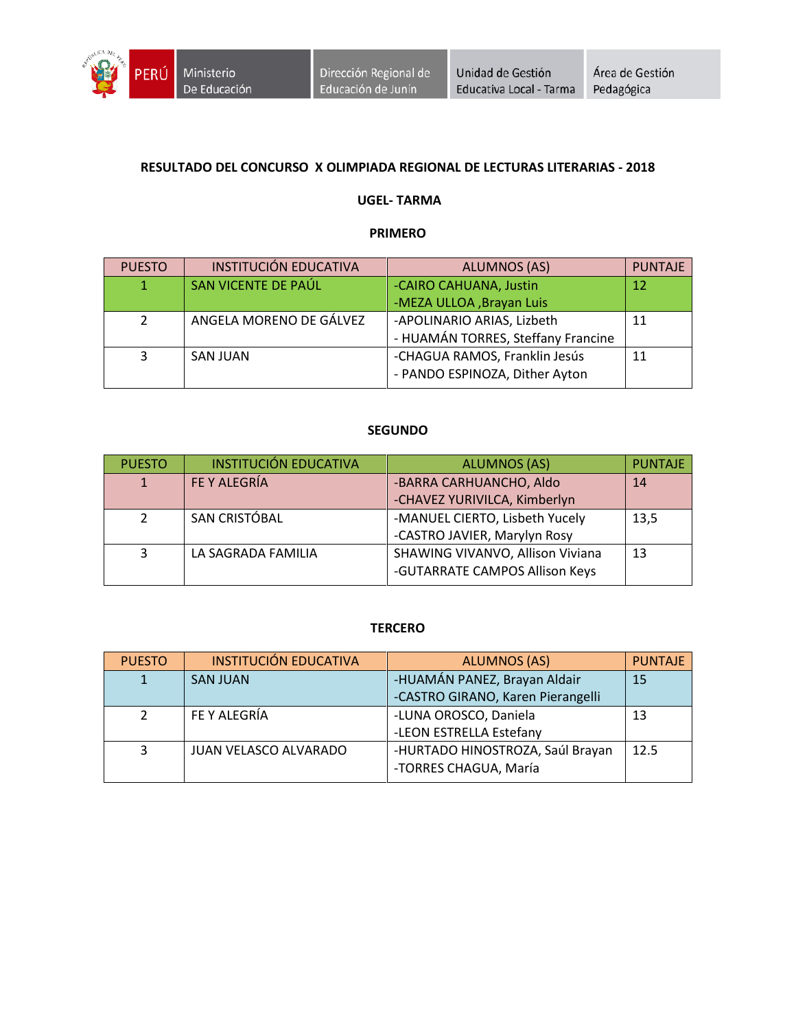Ministerio De Educación | Dirección Regional de Educación de Junín | Unidad de Gestión Educativa Local - Tarma | Área de Gestión Pedagógica

## RESULTADO DEL CONCURSO X OLIMPIADA REGIONAL DE LECTURAS LITERARIAS - 2018

### UGEL- TARMA

### PRIMERO

| PUESTO | INSTITUCIÓN EDUCATIVA | ALUMNOS (AS) | PUNTAJE |
|---|---|---|---|
| 1 | SAN VICENTE DE PAÚL | -CAIRO CAHUANA, Justin<br>-MEZA ULLOA ,Brayan Luis | 12 |
| 2 | ANGELA MORENO DE GÁLVEZ | -APOLINARIO ARIAS, Lizbeth<br>- HUAMÁN TORRES, Steffany Francine | 11 |
| 3 | SAN JUAN | -CHAGUA RAMOS, Franklin Jesús<br>- PANDO ESPINOZA, Dither Ayton | 11 |

### SEGUNDO

| PUESTO | INSTITUCIÓN EDUCATIVA | ALUMNOS (AS) | PUNTAJE |
|---|---|---|---|
| 1 | FE Y ALEGRÍA | -BARRA CARHUANCHO, Aldo<br>-CHAVEZ YURIVILCA, Kimberlyn | 14 |
| 2 | SAN CRISTÓBAL | -MANUEL CIERTO, Lisbeth Yucely<br>-CASTRO JAVIER, Marylyn Rosy | 13,5 |
| 3 | LA SAGRADA FAMILIA | SHAWING VIVANVO, Allison Viviana<br>-GUTARRATE CAMPOS Allison Keys | 13 |

### TERCERO

| PUESTO | INSTITUCIÓN EDUCATIVA | ALUMNOS (AS) | PUNTAJE |
|---|---|---|---|
| 1 | SAN JUAN | -HUAMÁN PANEZ, Brayan Aldair<br>-CASTRO GIRANO, Karen Pierangelli | 15 |
| 2 | FE Y ALEGRÍA | -LUNA OROSCO, Daniela<br>-LEON ESTRELLA Estefany | 13 |
| 3 | JUAN VELASCO ALVARADO | -HURTADO HINOSTROZA, Saúl Brayan<br>-TORRES CHAGUA, María | 12.5 |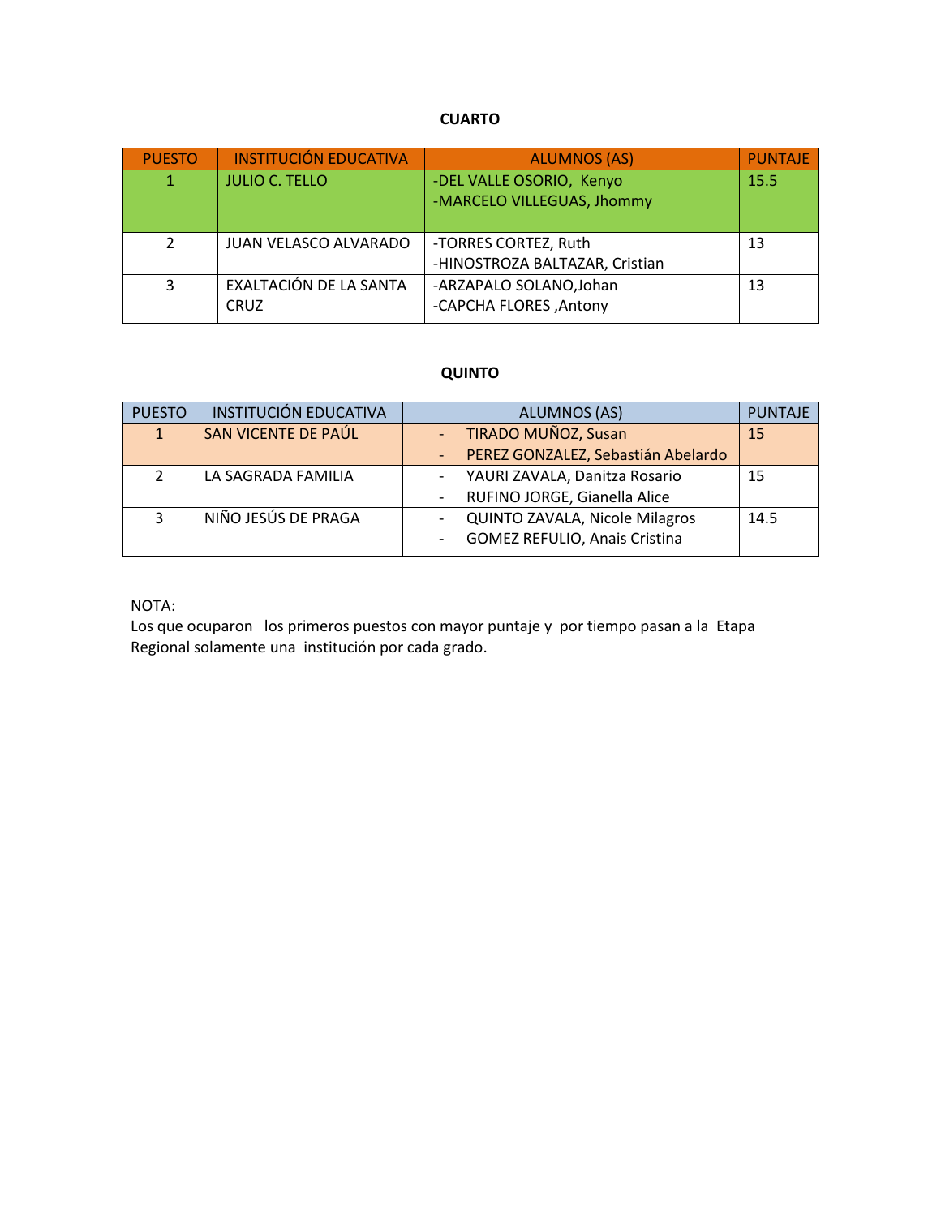**CUARTO**

| PUESTO | INSTITUCIÓN EDUCATIVA | ALUMNOS (AS) | PUNTAJE |
|---|---|---|---|
| 1 | JULIO C. TELLO | -DEL VALLE OSORIO, Kenyo<br>-MARCELO VILLEGUAS, Jhommy | 15.5 |
| 2 | JUAN VELASCO ALVARADO | -TORRES CORTEZ, Ruth<br>-HINOSTROZA BALTAZAR, Cristian | 13 |
| 3 | EXALTACIÓN DE LA SANTA CRUZ | -ARZAPALO SOLANO,Johan<br>-CAPCHA FLORES ,Antony | 13 |

**QUINTO**

| PUESTO | INSTITUCIÓN EDUCATIVA | ALUMNOS (AS) | PUNTAJE |
|---|---|---|---|
| 1 | SAN VICENTE DE PAÚL | - TIRADO MUÑOZ, Susan<br>- PEREZ GONZALEZ, Sebastián Abelardo | 15 |
| 2 | LA SAGRADA FAMILIA | - YAURI ZAVALA, Danitza Rosario<br>- RUFINO JORGE, Gianella Alice | 15 |
| 3 | NIÑO JESÚS DE PRAGA | - QUINTO ZAVALA, Nicole Milagros<br>- GOMEZ REFULIO, Anais Cristina | 14.5 |

NOTA:
Los que ocuparon los primeros puestos con mayor puntaje y por tiempo pasan a la Etapa Regional solamente una institución por cada grado.